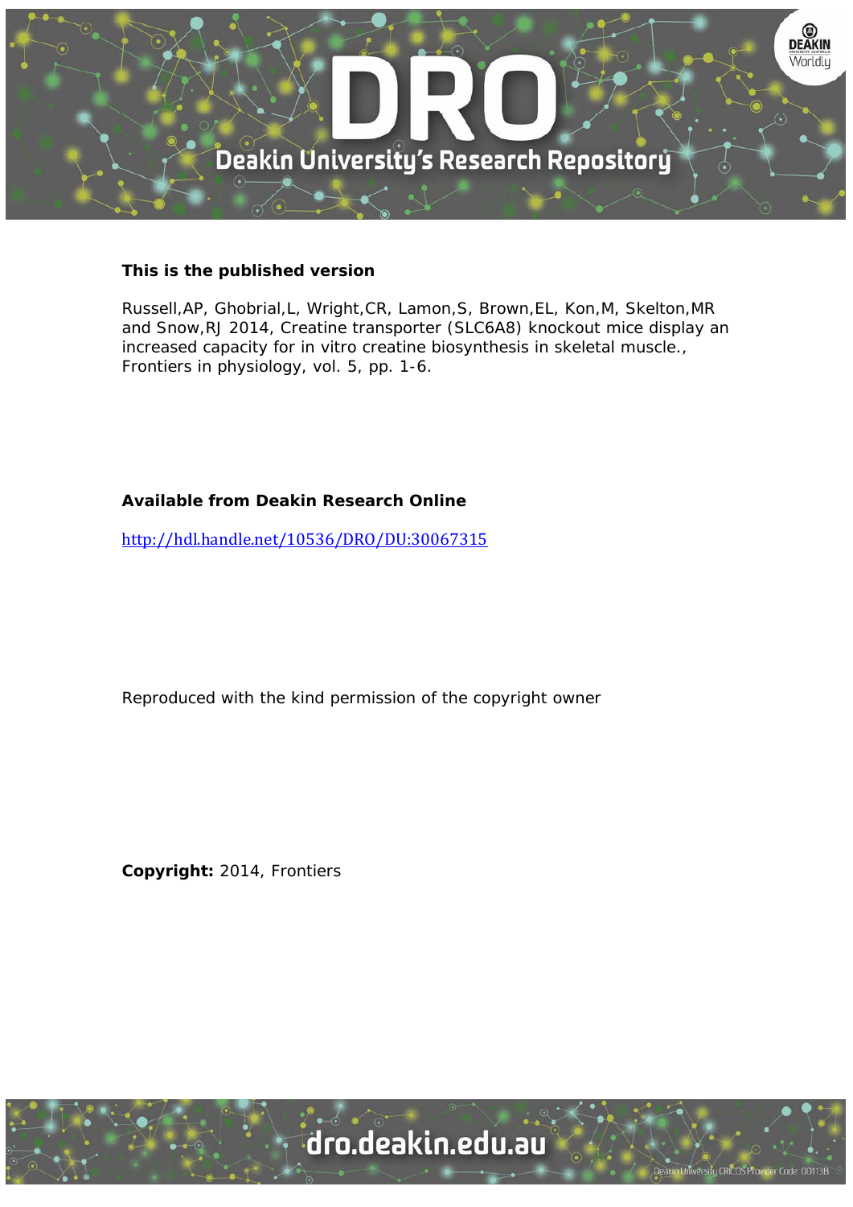**This is the published version**

Russell,AP, Ghobrial,L, Wright,CR, Lamon,S, Brown,EL, Kon,M, Skelton,MR and Snow,RJ 2014, Creatine transporter (SLC6A8) knockout mice display an increased capacity for in vitro creatine biosynthesis in skeletal muscle., Frontiers in physiology, vol. 5, pp. 1-6.

**Available from Deakin Research Online**

http://hdl.handle.net/10536/DRO/DU:30067315

Reproduced with the kind permission of the copyright owner

**Copyright:** 2014, Frontiers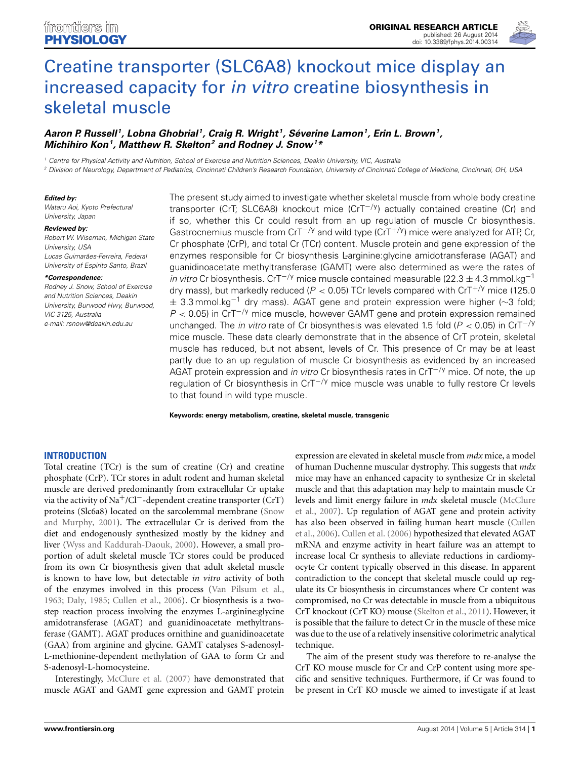# Creatine transporter (SLC6A8) knockout mice display an increased capacity for *in vitro* creatine biosynthesis in skeletal muscle

***Aaron P. Russell[1], Lobna Ghobrial[1], Craig R. Wright[1], Séverine Lamon[1], Erin L. Brown[1], Michihiro Kon[1], Matthew R. Skelton[2] and Rodney J. Snow[1]****

[1] Centre for Physical Activity and Nutrition, School of Exercise and Nutrition Sciences, Deakin University, VIC, Australia

[2] Division of Neurology, Department of Pediatrics, Cincinnati Children's Research Foundation, University of Cincinnati College of Medicine, Cincinnati, OH, USA

***Edited by:***
*Wataru Aoi, Kyoto Prefectural University, Japan*

***Reviewed by:***
*Robert W. Wiseman, Michigan State University, USA*
*Lucas Guimarães-Ferreira, Federal University of Espirito Santo, Brazil*

***\*Correspondence:***
*Rodney J. Snow, School of Exercise and Nutrition Sciences, Deakin University, Burwood Hwy, Burwood, VIC 3125, Australia*
*e-mail: rsnow@deakin.edu.au*

The present study aimed to investigate whether skeletal muscle from whole body creatine transporter (CrT; SLC6A8) knockout mice ($CrT^{-/y}$) actually contained creatine (Cr) and if so, whether this Cr could result from an up regulation of muscle Cr biosynthesis. Gastrocnemius muscle from $CrT^{-/y}$ and wild type ($CrT^{+/y}$) mice were analyzed for ATP, Cr, Cr phosphate (CrP), and total Cr (TCr) content. Muscle protein and gene expression of the enzymes responsible for Cr biosynthesis L-arginine:glycine amidotransferase (AGAT) and guanidinoacetate methyltransferase (GAMT) were also determined as were the rates of *in vitro* Cr biosynthesis. $CrT^{-/y}$ mice muscle contained measurable ($22.3 \pm 4.3$ mmol.kg$^{-1}$ dry mass), but markedly reduced ($P < 0.05$) TCr levels compared with $CrT^{+/y}$ mice ($125.0 \pm 3.3$ mmol.kg$^{-1}$ dry mass). AGAT gene and protein expression were higher (~3 fold; $P < 0.05$) in $CrT^{-/y}$ mice muscle, however GAMT gene and protein expression remained unchanged. The *in vitro* rate of Cr biosynthesis was elevated 1.5 fold ($P < 0.05$) in $CrT^{-/y}$ mice muscle. These data clearly demonstrate that in the absence of CrT protein, skeletal muscle has reduced, but not absent, levels of Cr. This presence of Cr may be at least partly due to an up regulation of muscle Cr biosynthesis as evidenced by an increased AGAT protein expression and *in vitro* Cr biosynthesis rates in $CrT^{-/y}$ mice. Of note, the up regulation of Cr biosynthesis in $CrT^{-/y}$ mice muscle was unable to fully restore Cr levels to that found in wild type muscle.

**Keywords: energy metabolism, creatine, skeletal muscle, transgenic**

## INTRODUCTION

Total creatine (TCr) is the sum of creatine (Cr) and creatine phosphate (CrP). TCr stores in adult rodent and human skeletal muscle are derived predominantly from extracellular Cr uptake via the activity of $Na^+/Cl^-$-dependent creatine transporter (CrT) proteins (Slc6a8) located on the sarcolemmal membrane (Snow and Murphy, 2001). The extracellular Cr is derived from the diet and endogenously synthesized mostly by the kidney and liver (Wyss and Kaddurah-Daouk, 2000). However, a small proportion of adult skeletal muscle TCr stores could be produced from its own Cr biosynthesis given that adult skeletal muscle is known to have low, but detectable *in vitro* activity of both of the enzymes involved in this process (Van Pilsum et al., 1963; Daly, 1985; Cullen et al., 2006). Cr biosynthesis is a two-step reaction process involving the enzymes L-arginine:glycine amidotransferase (AGAT) and guanidinoacetate methyltransferase (GAMT). AGAT produces ornithine and guanidinoacetate (GAA) from arginine and glycine. GAMT catalyses S-adenosyl-L-methionine-dependent methylation of GAA to form Cr and S-adenosyl-L-homocysteine.

Interestingly, McClure et al. (2007) have demonstrated that muscle AGAT and GAMT gene expression and GAMT protein expression are elevated in skeletal muscle from *mdx* mice, a model of human Duchenne muscular dystrophy. This suggests that *mdx* mice may have an enhanced capacity to synthesize Cr in skeletal muscle and that this adaptation may help to maintain muscle Cr levels and limit energy failure in *mdx* skeletal muscle (McClure et al., 2007). Up regulation of AGAT gene and protein activity has also been observed in failing human heart muscle (Cullen et al., 2006). Cullen et al. (2006) hypothesized that elevated AGAT mRNA and enzyme activity in heart failure was an attempt to increase local Cr synthesis to alleviate reductions in cardiomyocyte Cr content typically observed in this disease. In apparent contradiction to the concept that skeletal muscle could up regulate its Cr biosynthesis in circumstances where Cr content was compromised, no Cr was detectable in muscle from a ubiquitous CrT knockout (CrT KO) mouse (Skelton et al., 2011). However, it is possible that the failure to detect Cr in the muscle of these mice was due to the use of a relatively insensitive colorimetric analytical technique.

The aim of the present study was therefore to re-analyse the CrT KO mouse muscle for Cr and CrP content using more specific and sensitive techniques. Furthermore, if Cr was found to be present in CrT KO muscle we aimed to investigate if at least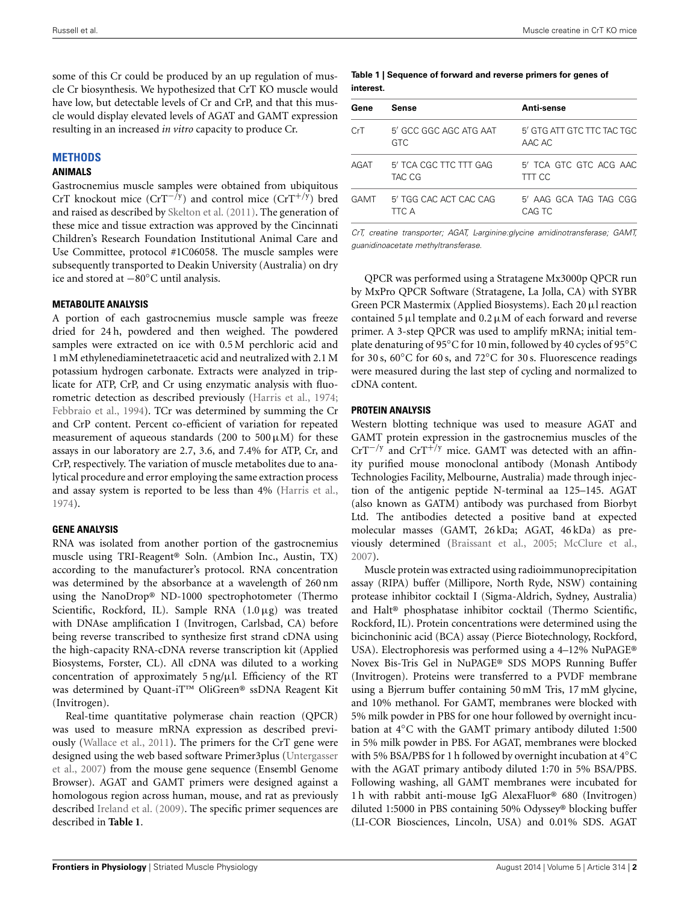some of this Cr could be produced by an up regulation of muscle Cr biosynthesis. We hypothesized that CrT KO muscle would have low, but detectable levels of Cr and CrP, and that this muscle would display elevated levels of AGAT and GAMT expression resulting in an increased *in vitro* capacity to produce Cr.

## METHODS

### ANIMALS

Gastrocnemius muscle samples were obtained from ubiquitous CrT knockout mice ($CrT^{-/y}$) and control mice ($CrT^{+/y}$) bred and raised as described by Skelton et al. (2011). The generation of these mice and tissue extraction was approved by the Cincinnati Children's Research Foundation Institutional Animal Care and Use Committee, protocol #1C06058. The muscle samples were subsequently transported to Deakin University (Australia) on dry ice and stored at −80°C until analysis.

### METABOLITE ANALYSIS

A portion of each gastrocnemius muscle sample was freeze dried for 24 h, powdered and then weighed. The powdered samples were extracted on ice with 0.5 M perchloric acid and 1 mM ethylenediaminetetraacetic acid and neutralized with 2.1 M potassium hydrogen carbonate. Extracts were analyzed in triplicate for ATP, CrP, and Cr using enzymatic analysis with fluorometric detection as described previously (Harris et al., 1974; Febbraio et al., 1994). TCr was determined by summing the Cr and CrP content. Percent co-efficient of variation for repeated measurement of aqueous standards (200 to 500 μM) for these assays in our laboratory are 2.7, 3.6, and 7.4% for ATP, Cr, and CrP, respectively. The variation of muscle metabolites due to analytical procedure and error employing the same extraction process and assay system is reported to be less than 4% (Harris et al., 1974).

### GENE ANALYSIS

RNA was isolated from another portion of the gastrocnemius muscle using TRI-Reagent® Soln. (Ambion Inc., Austin, TX) according to the manufacturer's protocol. RNA concentration was determined by the absorbance at a wavelength of 260 nm using the NanoDrop® ND-1000 spectrophotometer (Thermo Scientific, Rockford, IL). Sample RNA (1.0 μg) was treated with DNAse amplification I (Invitrogen, Carlsbad, CA) before being reverse transcribed to synthesize first strand cDNA using the high-capacity RNA-cDNA reverse transcription kit (Applied Biosystems, Forster, CL). All cDNA was diluted to a working concentration of approximately 5 ng/μl. Efficiency of the RT was determined by Quant-iT™ OliGreen® ssDNA Reagent Kit (Invitrogen).

Real-time quantitative polymerase chain reaction (QPCR) was used to measure mRNA expression as described previously (Wallace et al., 2011). The primers for the CrT gene were designed using the web based software Primer3plus (Untergasser et al., 2007) from the mouse gene sequence (Ensembl Genome Browser). AGAT and GAMT primers were designed against a homologous region across human, mouse, and rat as previously described Ireland et al. (2009). The specific primer sequences are described in **Table 1**.

**Table 1 | Sequence of forward and reverse primers for genes of interest.**

| Gene | Sense | Anti-sense |
|---|---|---|
| CrT | 5′ GCC GGC AGC ATG AAT GTC | 5′ GTG ATT GTC TTC TAC TGC AAC AC |
| AGAT | 5′ TCA CGC TTC TTT GAG TAC CG | 5′ TCA GTC GTC ACG AAC TTT CC |
| GAMT | 5′ TGG CAC ACT CAC CAG TTC A | 5′ AAG GCA TAG TAG CGG CAG TC |

*CrT, creatine transporter; AGAT, L-arginine:glycine amidinotransferase; GAMT, guanidinoacetate methyltransferase.*

QPCR was performed using a Stratagene Mx3000p QPCR run by MxPro QPCR Software (Stratagene, La Jolla, CA) with SYBR Green PCR Mastermix (Applied Biosystems). Each 20 μl reaction contained 5 μl template and 0.2 μM of each forward and reverse primer. A 3-step QPCR was used to amplify mRNA; initial template denaturing of 95°C for 10 min, followed by 40 cycles of 95°C for 30 s, 60°C for 60 s, and 72°C for 30 s. Fluorescence readings were measured during the last step of cycling and normalized to cDNA content.

### PROTEIN ANALYSIS

Western blotting technique was used to measure AGAT and GAMT protein expression in the gastrocnemius muscles of the $CrT^{-/y}$ and $CrT^{+/y}$ mice. GAMT was detected with an affinity purified mouse monoclonal antibody (Monash Antibody Technologies Facility, Melbourne, Australia) made through injection of the antigenic peptide N-terminal aa 125–145. AGAT (also known as GATM) antibody was purchased from Biorbyt Ltd. The antibodies detected a positive band at expected molecular masses (GAMT, 26 kDa; AGAT, 46 kDa) as previously determined (Braissant et al., 2005; McClure et al., 2007).

Muscle protein was extracted using radioimmunoprecipitation assay (RIPA) buffer (Millipore, North Ryde, NSW) containing protease inhibitor cocktail I (Sigma-Aldrich, Sydney, Australia) and Halt® phosphatase inhibitor cocktail (Thermo Scientific, Rockford, IL). Protein concentrations were determined using the bicinchoninic acid (BCA) assay (Pierce Biotechnology, Rockford, USA). Electrophoresis was performed using a 4–12% NuPAGE® Novex Bis-Tris Gel in NuPAGE® SDS MOPS Running Buffer (Invitrogen). Proteins were transferred to a PVDF membrane using a Bjerrum buffer containing 50 mM Tris, 17 mM glycine, and 10% methanol. For GAMT, membranes were blocked with 5% milk powder in PBS for one hour followed by overnight incubation at 4°C with the GAMT primary antibody diluted 1:500 in 5% milk powder in PBS. For AGAT, membranes were blocked with 5% BSA/PBS for 1 h followed by overnight incubation at 4°C with the AGAT primary antibody diluted 1:70 in 5% BSA/PBS. Following washing, all GAMT membranes were incubated for 1 h with rabbit anti-mouse IgG AlexaFluor® 680 (Invitrogen) diluted 1:5000 in PBS containing 50% Odyssey® blocking buffer (LI-COR Biosciences, Lincoln, USA) and 0.01% SDS. AGAT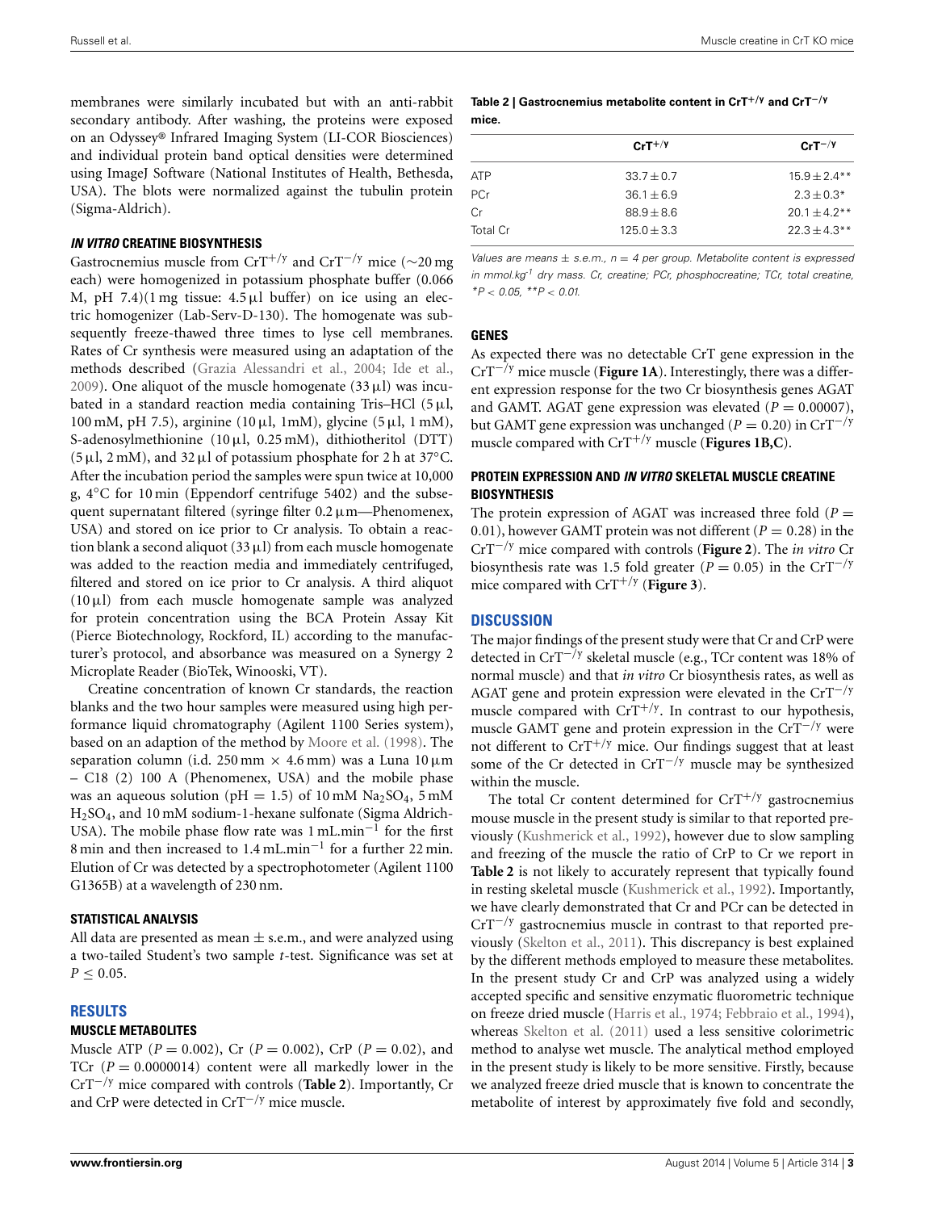membranes were similarly incubated but with an anti-rabbit secondary antibody. After washing, the proteins were exposed on an Odyssey® Infrared Imaging System (LI-COR Biosciences) and individual protein band optical densities were determined using ImageJ Software (National Institutes of Health, Bethesda, USA). The blots were normalized against the tubulin protein (Sigma-Aldrich).

### *IN VITRO* CREATINE BIOSYNTHESIS

Gastrocnemius muscle from $CrT^{+/y}$ and $CrT^{-/y}$ mice (~20 mg each) were homogenized in potassium phosphate buffer (0.066 M, pH 7.4)(1 mg tissue: 4.5 μl buffer) on ice using an electric homogenizer (Lab-Serv-D-130). The homogenate was subsequently freeze-thawed three times to lyse cell membranes. Rates of Cr synthesis were measured using an adaptation of the methods described (Grazia Alessandri et al., 2004; Ide et al., 2009). One aliquot of the muscle homogenate (33 μl) was incubated in a standard reaction media containing Tris–HCl (5 μl, 100 mM, pH 7.5), arginine (10 μl, 1mM), glycine (5 μl, 1 mM), S-adenosylmethionine (10 μl, 0.25 mM), dithiotheritol (DTT) (5 μl, 2 mM), and 32 μl of potassium phosphate for 2 h at 37°C. After the incubation period the samples were spun twice at 10,000 g, 4°C for 10 min (Eppendorf centrifuge 5402) and the subsequent supernatant filtered (syringe filter 0.2 μm—Phenomenex, USA) and stored on ice prior to Cr analysis. To obtain a reaction blank a second aliquot (33 μl) from each muscle homogenate was added to the reaction media and immediately centrifuged, filtered and stored on ice prior to Cr analysis. A third aliquot (10 μl) from each muscle homogenate sample was analyzed for protein concentration using the BCA Protein Assay Kit (Pierce Biotechnology, Rockford, IL) according to the manufacturer's protocol, and absorbance was measured on a Synergy 2 Microplate Reader (BioTek, Winooski, VT).

Creatine concentration of known Cr standards, the reaction blanks and the two hour samples were measured using high performance liquid chromatography (Agilent 1100 Series system), based on an adaption of the method by Moore et al. (1998). The separation column (i.d. 250 mm × 4.6 mm) was a Luna 10 μm – C18 (2) 100 A (Phenomenex, USA) and the mobile phase was an aqueous solution (pH = 1.5) of 10 mM $Na_2SO_4$, 5 mM $H_2SO_4$, and 10 mM sodium-1-hexane sulfonate (Sigma Aldrich-USA). The mobile phase flow rate was 1 mL.min$^{-1}$ for the first 8 min and then increased to 1.4 mL.min$^{-1}$ for a further 22 min. Elution of Cr was detected by a spectrophotometer (Agilent 1100 G1365B) at a wavelength of 230 nm.

### STATISTICAL ANALYSIS

All data are presented as mean ± s.e.m., and were analyzed using a two-tailed Student's two sample *t*-test. Significance was set at $P \leq 0.05$.

## RESULTS

### MUSCLE METABOLITES

Muscle ATP ($P = 0.002$), Cr ($P = 0.002$), CrP ($P = 0.02$), and TCr ($P = 0.0000014$) content were all markedly lower in the $CrT^{-/y}$ mice compared with controls (**Table 2**). Importantly, Cr and CrP were detected in $CrT^{-/y}$ mice muscle.

**Table 2 | Gastrocnemius metabolite content in $CrT^{+/y}$ and $CrT^{-/y}$ mice.**

| | $CrT^{+/y}$ | $CrT^{-/y}$ |
|---|---|---|
| ATP | 33.7 ± 0.7 | 15.9 ± 2.4** |
| PCr | 36.1 ± 6.9 | 2.3 ± 0.3* |
| Cr | 88.9 ± 8.6 | 20.1 ± 4.2** |
| Total Cr | 125.0 ± 3.3 | 22.3 ± 4.3** |

*Values are means ± s.e.m., n = 4 per group. Metabolite content is expressed in mmol.kg$^{-1}$ dry mass. Cr, creatine; PCr, phosphocreatine; TCr, total creatine, *P < 0.05, **P < 0.01.*

### GENES

As expected there was no detectable CrT gene expression in the $CrT^{-/y}$ mice muscle (**Figure 1A**). Interestingly, there was a different expression response for the two Cr biosynthesis genes AGAT and GAMT. AGAT gene expression was elevated ($P = 0.00007$), but GAMT gene expression was unchanged ($P = 0.20$) in $CrT^{-/y}$ muscle compared with $CrT^{+/y}$ muscle (**Figures 1B,C**).

### PROTEIN EXPRESSION AND *IN VITRO* SKELETAL MUSCLE CREATINE BIOSYNTHESIS

The protein expression of AGAT was increased three fold ($P = 0.01$), however GAMT protein was not different ($P = 0.28$) in the $CrT^{-/y}$ mice compared with controls (**Figure 2**). The *in vitro* Cr biosynthesis rate was 1.5 fold greater ($P = 0.05$) in the $CrT^{-/y}$ mice compared with $CrT^{+/y}$ (**Figure 3**).

## DISCUSSION

The major findings of the present study were that Cr and CrP were detected in $CrT^{-/y}$ skeletal muscle (e.g., TCr content was 18% of normal muscle) and that *in vitro* Cr biosynthesis rates, as well as AGAT gene and protein expression were elevated in the $CrT^{-/y}$ muscle compared with $CrT^{+/y}$. In contrast to our hypothesis, muscle GAMT gene and protein expression in the $CrT^{-/y}$ were not different to $CrT^{+/y}$ mice. Our findings suggest that at least some of the Cr detected in $CrT^{-/y}$ muscle may be synthesized within the muscle.

The total Cr content determined for $CrT^{+/y}$ gastrocnemius mouse muscle in the present study is similar to that reported previously (Kushmerick et al., 1992), however due to slow sampling and freezing of the muscle the ratio of CrP to Cr we report in **Table 2** is not likely to accurately represent that typically found in resting skeletal muscle (Kushmerick et al., 1992). Importantly, we have clearly demonstrated that Cr and PCr can be detected in $CrT^{-/y}$ gastrocnemius muscle in contrast to that reported previously (Skelton et al., 2011). This discrepancy is best explained by the different methods employed to measure these metabolites. In the present study Cr and CrP was analyzed using a widely accepted specific and sensitive enzymatic fluorometric technique on freeze dried muscle (Harris et al., 1974; Febbraio et al., 1994), whereas Skelton et al. (2011) used a less sensitive colorimetric method to analyse wet muscle. The analytical method employed in the present study is likely to be more sensitive. Firstly, because we analyzed freeze dried muscle that is known to concentrate the metabolite of interest by approximately five fold and secondly,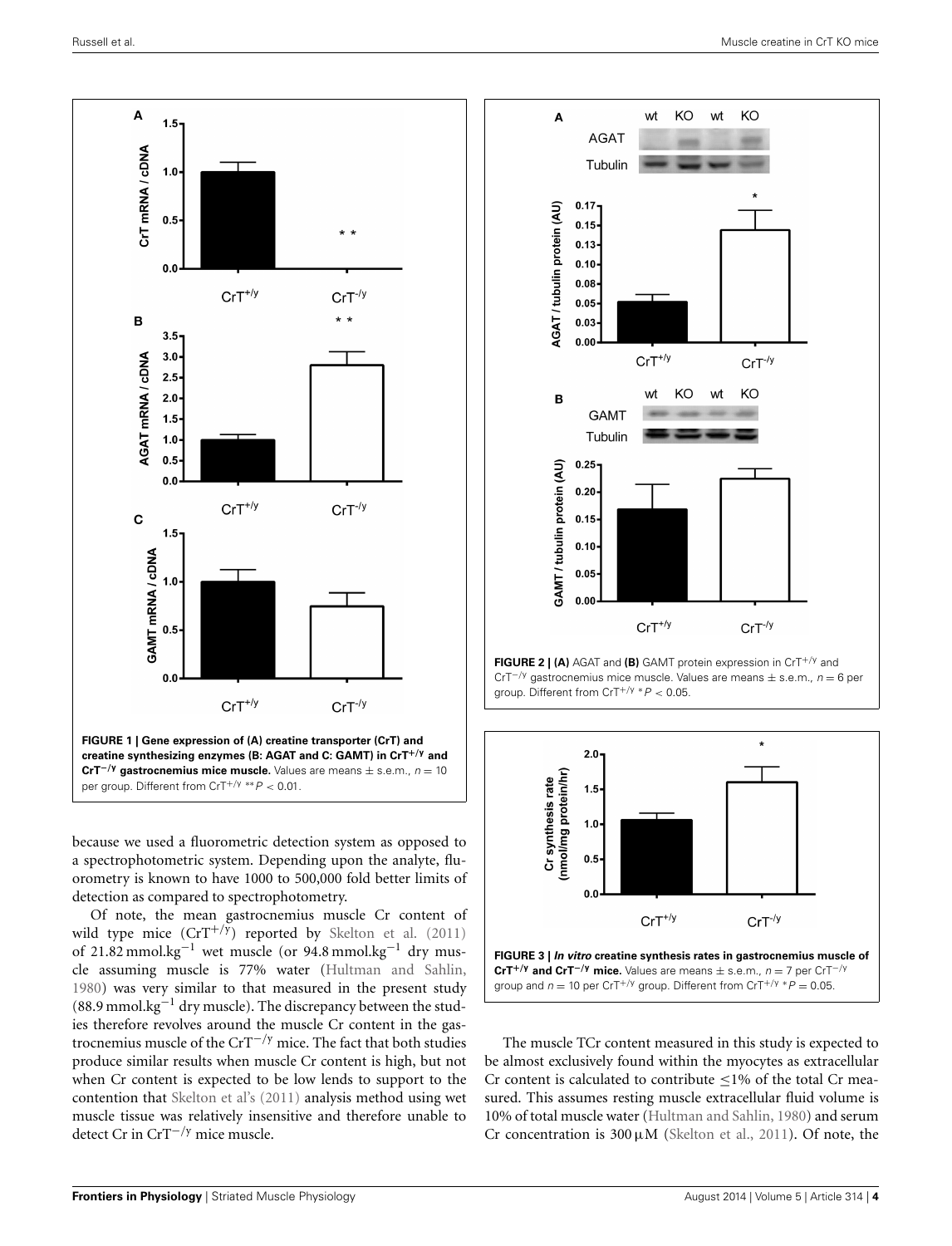**FIGURE 1 | Gene expression of (A) creatine transporter (CrT) and creatine synthesizing enzymes (B: AGAT and C: GAMT) in $CrT^{+/y}$ and $CrT^{-/y}$ gastrocnemius mice muscle.** Values are means ± s.e.m., $n = 10$ per group. Different from $CrT^{+/y}$ ** $P < 0.01$.

**FIGURE 2 | (A)** AGAT and **(B)** GAMT protein expression in $CrT^{+/y}$ and $CrT^{-/y}$ gastrocnemius mice muscle. Values are means ± s.e.m., $n = 6$ per group. Different from $CrT^{+/y}$ * $P < 0.05$.

**FIGURE 3 | *In vitro* creatine synthesis rates in gastrocnemius muscle of $CrT^{+/y}$ and $CrT^{-/y}$ mice.** Values are means ± s.e.m., $n = 7$ per $CrT^{-/y}$ group and $n = 10$ per $CrT^{+/y}$ group. Different from $CrT^{+/y}$ * $P = 0.05$.

because we used a fluorometric detection system as opposed to a spectrophotometric system. Depending upon the analyte, fluorometry is known to have 1000 to 500,000 fold better limits of detection as compared to spectrophotometry.

Of note, the mean gastrocnemius muscle Cr content of wild type mice ($CrT^{+/y}$) reported by Skelton et al. (2011) of 21.82 $mmol.kg^{-1}$ wet muscle (or 94.8 $mmol.kg^{-1}$ dry muscle assuming muscle is 77% water (Hultman and Sahlin, 1980) was very similar to that measured in the present study (88.9 $mmol.kg^{-1}$ dry muscle). The discrepancy between the studies therefore revolves around the muscle Cr content in the gastrocnemius muscle of the $CrT^{-/y}$ mice. The fact that both studies produce similar results when muscle Cr content is high, but not when Cr content is expected to be low lends to support to the contention that Skelton et al's (2011) analysis method using wet muscle tissue was relatively insensitive and therefore unable to detect Cr in $CrT^{-/y}$ mice muscle.

The muscle TCr content measured in this study is expected to be almost exclusively found within the myocytes as extracellular Cr content is calculated to contribute ≤1% of the total Cr measured. This assumes resting muscle extracellular fluid volume is 10% of total muscle water (Hultman and Sahlin, 1980) and serum Cr concentration is 300 μM (Skelton et al., 2011). Of note, the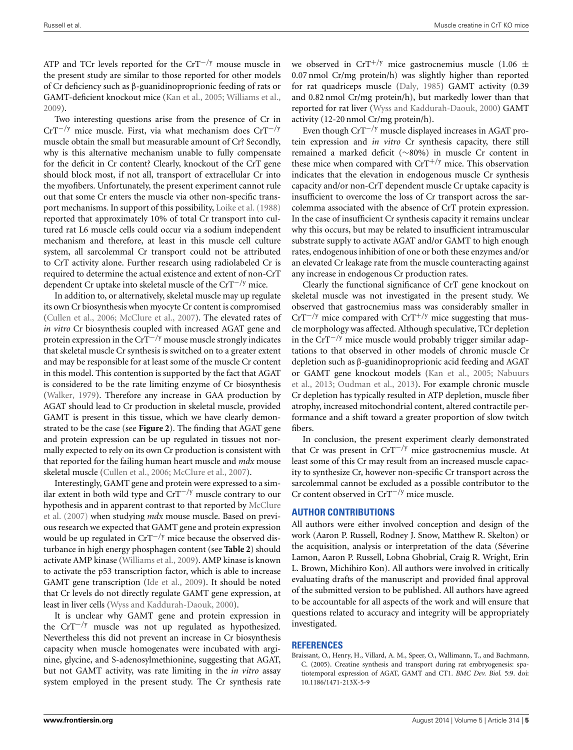ATP and TCr levels reported for the $CrT^{-/y}$ mouse muscle in the present study are similar to those reported for other models of Cr deficiency such as β-guanidinoproprionic feeding of rats or GAMT-deficient knockout mice (Kan et al., 2005; Williams et al., 2009).

Two interesting questions arise from the presence of Cr in $CrT^{-/y}$ mice muscle. First, via what mechanism does $CrT^{-/y}$ muscle obtain the small but measurable amount of Cr? Secondly, why is this alternative mechanism unable to fully compensate for the deficit in Cr content? Clearly, knockout of the CrT gene should block most, if not all, transport of extracellular Cr into the myofibers. Unfortunately, the present experiment cannot rule out that some Cr enters the muscle via other non-specific transport mechanisms. In support of this possibility, Loike et al. (1988) reported that approximately 10% of total Cr transport into cultured rat L6 muscle cells could occur via a sodium independent mechanism and therefore, at least in this muscle cell culture system, all sarcolemmal Cr transport could not be attributed to CrT activity alone. Further research using radiolabeled Cr is required to determine the actual existence and extent of non-CrT dependent Cr uptake into skeletal muscle of the $CrT^{-/y}$ mice.

In addition to, or alternatively, skeletal muscle may up regulate its own Cr biosynthesis when myocyte Cr content is compromised (Cullen et al., 2006; McClure et al., 2007). The elevated rates of *in vitro* Cr biosynthesis coupled with increased AGAT gene and protein expression in the $CrT^{-/y}$ mouse muscle strongly indicates that skeletal muscle Cr synthesis is switched on to a greater extent and may be responsible for at least some of the muscle Cr content in this model. This contention is supported by the fact that AGAT is considered to be the rate limiting enzyme of Cr biosynthesis (Walker, 1979). Therefore any increase in GAA production by AGAT should lead to Cr production in skeletal muscle, provided GAMT is present in this tissue, which we have clearly demonstrated to be the case (see **Figure 2**). The finding that AGAT gene and protein expression can be up regulated in tissues not normally expected to rely on its own Cr production is consistent with that reported for the failing human heart muscle and *mdx* mouse skeletal muscle (Cullen et al., 2006; McClure et al., 2007).

Interestingly, GAMT gene and protein were expressed to a similar extent in both wild type and $CrT^{-/y}$ muscle contrary to our hypothesis and in apparent contrast to that reported by McClure et al. (2007) when studying *mdx* mouse muscle. Based on previous research we expected that GAMT gene and protein expression would be up regulated in $CrT^{-/y}$ mice because the observed disturbance in high energy phosphagen content (see **Table 2**) should activate AMP kinase (Williams et al., 2009). AMP kinase is known to activate the p53 transcription factor, which is able to increase GAMT gene transcription (Ide et al., 2009). It should be noted that Cr levels do not directly regulate GAMT gene expression, at least in liver cells (Wyss and Kaddurah-Daouk, 2000).

It is unclear why GAMT gene and protein expression in the $CrT^{-/y}$ muscle was not up regulated as hypothesized. Nevertheless this did not prevent an increase in Cr biosynthesis capacity when muscle homogenates were incubated with arginine, glycine, and S-adenosylmethionine, suggesting that AGAT, but not GAMT activity, was rate limiting in the *in vitro* assay system employed in the present study. The Cr synthesis rate we observed in $CrT^{+/y}$ mice gastrocnemius muscle ($1.06 \pm 0.07$ nmol Cr/mg protein/h) was slightly higher than reported for rat quadriceps muscle (Daly, 1985) GAMT activity (0.39 and 0.82 nmol Cr/mg protein/h), but markedly lower than that reported for rat liver (Wyss and Kaddurah-Daouk, 2000) GAMT activity (12-20 nmol Cr/mg protein/h).

Even though $CrT^{-/y}$ muscle displayed increases in AGAT protein expression and *in vitro* Cr synthesis capacity, there still remained a marked deficit (~80%) in muscle Cr content in these mice when compared with $CrT^{+/y}$ mice. This observation indicates that the elevation in endogenous muscle Cr synthesis capacity and/or non-CrT dependent muscle Cr uptake capacity is insufficient to overcome the loss of Cr transport across the sarcolemma associated with the absence of CrT protein expression. In the case of insufficient Cr synthesis capacity it remains unclear why this occurs, but may be related to insufficient intramuscular substrate supply to activate AGAT and/or GAMT to high enough rates, endogenous inhibition of one or both these enzymes and/or an elevated Cr leakage rate from the muscle counteracting against any increase in endogenous Cr production rates.

Clearly the functional significance of CrT gene knockout on skeletal muscle was not investigated in the present study. We observed that gastrocnemius mass was considerably smaller in $CrT^{-/y}$ mice compared with $CrT^{+/y}$ mice suggesting that muscle morphology was affected. Although speculative, TCr depletion in the $CrT^{-/y}$ mice muscle would probably trigger similar adaptations to that observed in other models of chronic muscle Cr depletion such as β-guanidinoproprionic acid feeding and AGAT or GAMT gene knockout models (Kan et al., 2005; Nabuurs et al., 2013; Oudman et al., 2013). For example chronic muscle Cr depletion has typically resulted in ATP depletion, muscle fiber atrophy, increased mitochondrial content, altered contractile performance and a shift toward a greater proportion of slow twitch fibers.

In conclusion, the present experiment clearly demonstrated that Cr was present in $CrT^{-/y}$ mice gastrocnemius muscle. At least some of this Cr may result from an increased muscle capacity to synthesize Cr, however non-specific Cr transport across the sarcolemmal cannot be excluded as a possible contributor to the Cr content observed in $CrT^{-/y}$ mice muscle.

## AUTHOR CONTRIBUTIONS

All authors were either involved conception and design of the work (Aaron P. Russell, Rodney J. Snow, Matthew R. Skelton) or the acquisition, analysis or interpretation of the data (Séverine Lamon, Aaron P. Russell, Lobna Ghobrial, Craig R. Wright, Erin L. Brown, Michihiro Kon). All authors were involved in critically evaluating drafts of the manuscript and provided final approval of the submitted version to be published. All authors have agreed to be accountable for all aspects of the work and will ensure that questions related to accuracy and integrity will be appropriately investigated.

## REFERENCES

Braissant, O., Henry, H., Villard, A. M., Speer, O., Wallimann, T., and Bachmann, C. (2005). Creatine synthesis and transport during rat embryogenesis: spatiotemporal expression of AGAT, GAMT and CT1. *BMC Dev. Biol.* 5:9. doi: 10.1186/1471-213X-5-9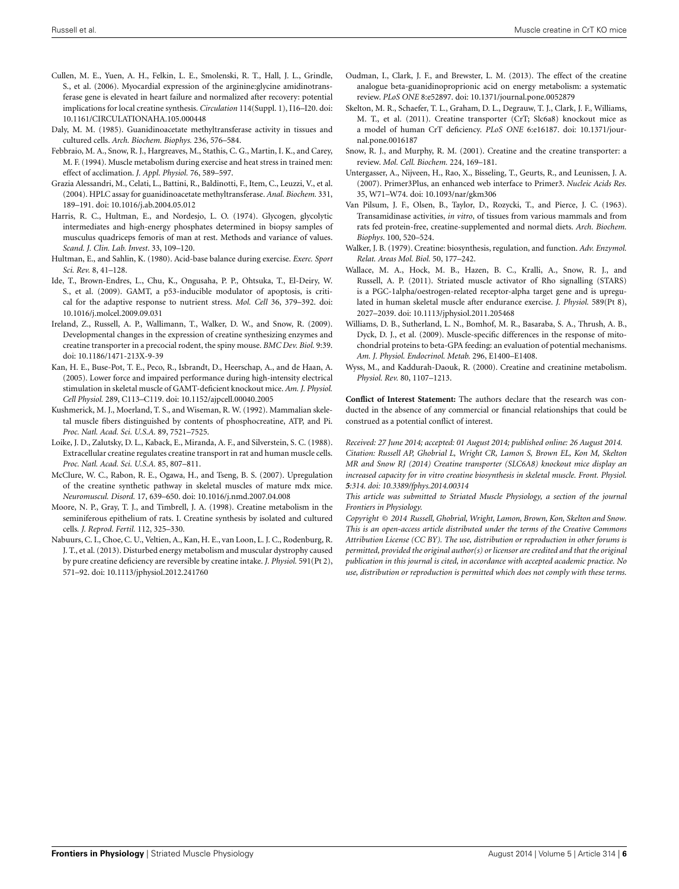Cullen, M. E., Yuen, A. H., Felkin, L. E., Smolenski, R. T., Hall, J. L., Grindle, S., et al. (2006). Myocardial expression of the arginine:glycine amidinotransferase gene is elevated in heart failure and normalized after recovery: potential implications for local creatine synthesis. *Circulation* 114(Suppl. 1), I16–I20. doi: 10.1161/CIRCULATIONAHA.105.000448

Daly, M. M. (1985). Guanidinoacetate methyltransferase activity in tissues and cultured cells. *Arch. Biochem. Biophys.* 236, 576–584.

Febbraio, M. A., Snow, R. J., Hargreaves, M., Stathis, C. G., Martin, I. K., and Carey, M. F. (1994). Muscle metabolism during exercise and heat stress in trained men: effect of acclimation. *J. Appl. Physiol.* 76, 589–597.

Grazia Alessandri, M., Celati, L., Battini, R., Baldinotti, F., Item, C., Leuzzi, V., et al. (2004). HPLC assay for guanidinoacetate methyltransferase. *Anal. Biochem.* 331, 189–191. doi: 10.1016/j.ab.2004.05.012

Harris, R. C., Hultman, E., and Nordesjo, L. O. (1974). Glycogen, glycolytic intermediates and high-energy phosphates determined in biopsy samples of musculus quadriceps femoris of man at rest. Methods and variance of values. *Scand. J. Clin. Lab. Invest.* 33, 109–120.

Hultman, E., and Sahlin, K. (1980). Acid-base balance during exercise. *Exerc. Sport Sci. Rev.* 8, 41–128.

Ide, T., Brown-Endres, L., Chu, K., Ongusaha, P. P., Ohtsuka, T., El-Deiry, W. S., et al. (2009). GAMT, a p53-inducible modulator of apoptosis, is critical for the adaptive response to nutrient stress. *Mol. Cell* 36, 379–392. doi: 10.1016/j.molcel.2009.09.031

Ireland, Z., Russell, A. P., Wallimann, T., Walker, D. W., and Snow, R. (2009). Developmental changes in the expression of creatine synthesizing enzymes and creatine transporter in a precocial rodent, the spiny mouse. *BMC Dev. Biol.* 9:39. doi: 10.1186/1471-213X-9-39

Kan, H. E., Buse-Pot, T. E., Peco, R., Isbrandt, D., Heerschap, A., and de Haan, A. (2005). Lower force and impaired performance during high-intensity electrical stimulation in skeletal muscle of GAMT-deficient knockout mice. *Am. J. Physiol. Cell Physiol.* 289, C113–C119. doi: 10.1152/ajpcell.00040.2005

Kushmerick, M. J., Moerland, T. S., and Wiseman, R. W. (1992). Mammalian skeletal muscle fibers distinguished by contents of phosphocreatine, ATP, and Pi. *Proc. Natl. Acad. Sci. U.S.A.* 89, 7521–7525.

Loike, J. D., Zalutsky, D. L., Kaback, E., Miranda, A. F., and Silverstein, S. C. (1988). Extracellular creatine regulates creatine transport in rat and human muscle cells. *Proc. Natl. Acad. Sci. U.S.A.* 85, 807–811.

McClure, W. C., Rabon, R. E., Ogawa, H., and Tseng, B. S. (2007). Upregulation of the creatine synthetic pathway in skeletal muscles of mature mdx mice. *Neuromuscul. Disord.* 17, 639–650. doi: 10.1016/j.nmd.2007.04.008

Moore, N. P., Gray, T. J., and Timbrell, J. A. (1998). Creatine metabolism in the seminiferous epithelium of rats. I. Creatine synthesis by isolated and cultured cells. *J. Reprod. Fertil.* 112, 325–330.

Nabuurs, C. I., Choe, C. U., Veltien, A., Kan, H. E., van Loon, L. J. C., Rodenburg, R. J. T., et al. (2013). Disturbed energy metabolism and muscular dystrophy caused by pure creatine deficiency are reversible by creatine intake. *J. Physiol.* 591(Pt 2), 571–92. doi: 10.1113/jphysiol.2012.241760

Oudman, I., Clark, J. F., and Brewster, L. M. (2013). The effect of the creatine analogue beta-guanidinoproprionic acid on energy metabolism: a systematic review. *PLoS ONE* 8:e52897. doi: 10.1371/journal.pone.0052879

Skelton, M. R., Schaefer, T. L., Graham, D. L., Degrauw, T. J., Clark, J. F., Williams, M. T., et al. (2011). Creatine transporter (CrT; Slc6a8) knockout mice as a model of human CrT deficiency. *PLoS ONE* 6:e16187. doi: 10.1371/journal.pone.0016187

Snow, R. J., and Murphy, R. M. (2001). Creatine and the creatine transporter: a review. *Mol. Cell. Biochem.* 224, 169–181.

Untergasser, A., Nijveen, H., Rao, X., Bisseling, T., Geurts, R., and Leunissen, J. A. (2007). Primer3Plus, an enhanced web interface to Primer3. *Nucleic Acids Res.* 35, W71–W74. doi: 10.1093/nar/gkm306

Van Pilsum, J. F., Olsen, B., Taylor, D., Rozycki, T., and Pierce, J. C. (1963). Transamidinase activities, *in vitro*, of tissues from various mammals and from rats fed protein-free, creatine-supplemented and normal diets. *Arch. Biochem. Biophys.* 100, 520–524.

Walker, J. B. (1979). Creatine: biosynthesis, regulation, and function. *Adv. Enzymol. Relat. Areas Mol. Biol.* 50, 177–242.

Wallace, M. A., Hock, M. B., Hazen, B. C., Kralli, A., Snow, R. J., and Russell, A. P. (2011). Striated muscle activator of Rho signalling (STARS) is a PGC-1alpha/oestrogen-related receptor-alpha target gene and is upregulated in human skeletal muscle after endurance exercise. *J. Physiol.* 589(Pt 8), 2027–2039. doi: 10.1113/jphysiol.2011.205468

Williams, D. B., Sutherland, L. N., Bomhof, M. R., Basaraba, S. A., Thrush, A. B., Dyck, D. J., et al. (2009). Muscle-specific differences in the response of mitochondrial proteins to beta-GPA feeding: an evaluation of potential mechanisms. *Am. J. Physiol. Endocrinol. Metab.* 296, E1400–E1408.

Wyss, M., and Kaddurah-Daouk, R. (2000). Creatine and creatinine metabolism. *Physiol. Rev.* 80, 1107–1213.

**Conflict of Interest Statement:** The authors declare that the research was conducted in the absence of any commercial or financial relationships that could be construed as a potential conflict of interest.

*Received: 27 June 2014; accepted: 01 August 2014; published online: 26 August 2014.*

*Citation: Russell AP, Ghobrial L, Wright CR, Lamon S, Brown EL, Kon M, Skelton MR and Snow RJ (2014) Creatine transporter (SLC6A8) knockout mice display an increased capacity for in vitro creatine biosynthesis in skeletal muscle. Front. Physiol.* ***5****:314. doi: 10.3389/fphys.2014.00314*

*This article was submitted to Striated Muscle Physiology, a section of the journal Frontiers in Physiology.*

*Copyright © 2014 Russell, Ghobrial, Wright, Lamon, Brown, Kon, Skelton and Snow. This is an open-access article distributed under the terms of the Creative Commons Attribution License (CC BY). The use, distribution or reproduction in other forums is permitted, provided the original author(s) or licensor are credited and that the original publication in this journal is cited, in accordance with accepted academic practice. No use, distribution or reproduction is permitted which does not comply with these terms.*